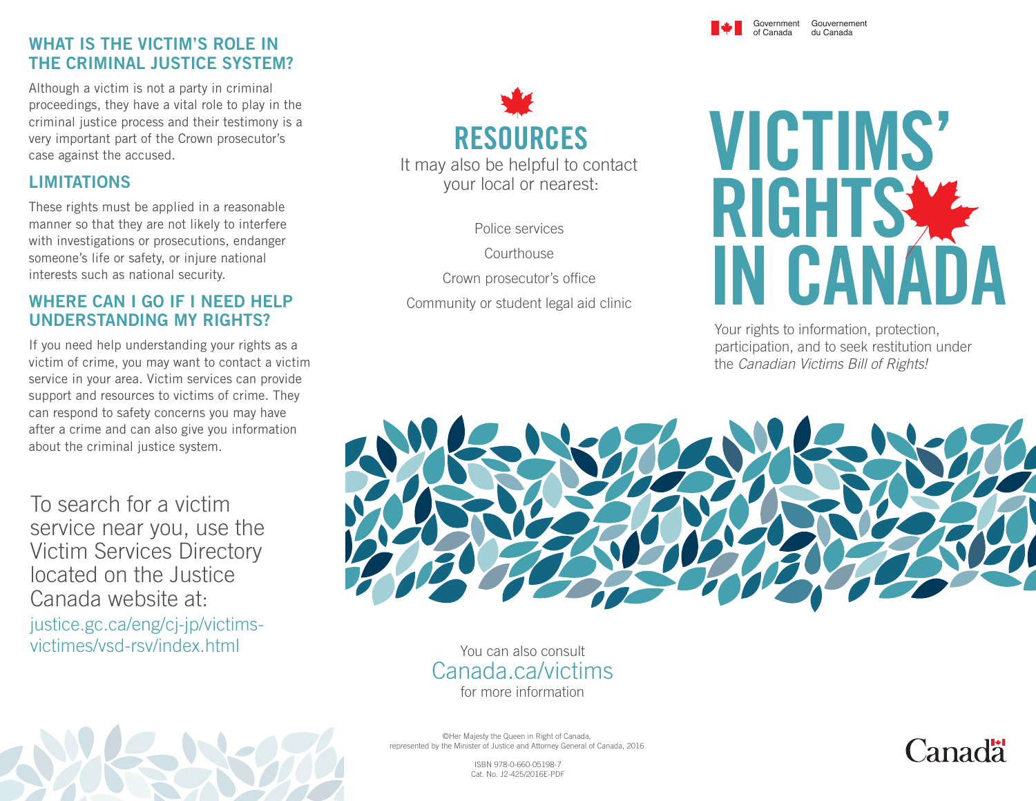## WHAT IS THE VICTIM'S ROLE IN THE CRIMINAL JUSTICE SYSTEM?

Although a victim is not a party in criminal proceedings, they have a vital role to play in the criminal justice process and their testimony is a very important part of the Crown prosecutor's case against the accused.

## LIMITATIONS

These rights must be applied in a reasonable manner so that they are not likely to interfere with investigations or prosecutions, endanger someone's life or safety, or injure national interests such as national security.

## WHERE CAN I GO IF I NEED HELP UNDERSTANDING MY RIGHTS?

If you need help understanding your rights as a victim of crime, you may want to contact a victim service in your area. Victim services can provide support and resources to victims of crime. They can respond to safety concerns you may have after a crime and can also give you information about the criminal justice system.

To search for a victim service near you, use the Victim Services Directory located on the Justice Canada website at:

justice.gc.ca/eng/cj-jp/victims-victimes/vsd-rsv/index.html

## RESOURCES

It may also be helpful to contact your local or nearest:

Police services

Courthouse

Crown prosecutor's office

Community or student legal aid clinic

You can also consult

Canada.ca/victims

for more information

©Her Majesty the Queen in Right of Canada, represented by the Minister of Justice and Attorney General of Canada, 2016

ISBN 978-0-660-05198-7
Cat. No. J2-425/2016E-PDF

Government of Canada Gouvernement du Canada

# VICTIMS' RIGHTS IN CANADA

Your rights to information, protection, participation, and to seek restitution under the *Canadian Victims Bill of Rights!*

Canada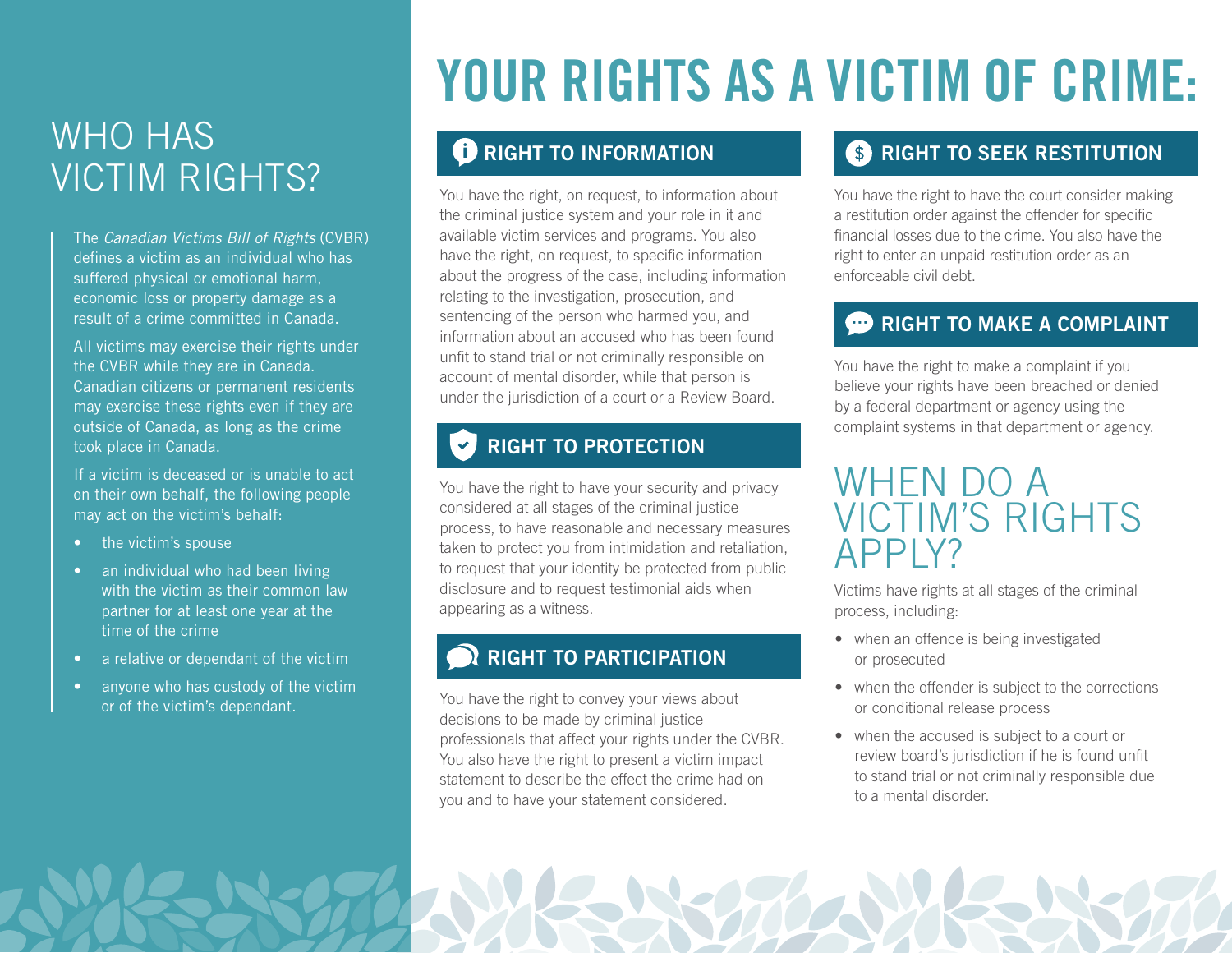# WHO HAS VICTIM RIGHTS?

The *Canadian Victims Bill of Rights* (CVBR) defines a victim as an individual who has suffered physical or emotional harm, economic loss or property damage as a result of a crime committed in Canada.

All victims may exercise their rights under the CVBR while they are in Canada. Canadian citizens or permanent residents may exercise these rights even if they are outside of Canada, as long as the crime took place in Canada.

If a victim is deceased or is unable to act on their own behalf, the following people may act on the victim's behalf:

- the victim's spouse
- an individual who had been living with the victim as their common law partner for at least one year at the time of the crime
- a relative or dependant of the victim
- anyone who has custody of the victim or of the victim's dependant.

# YOUR RIGHTS AS A VICTIM OF CRIME:

## RIGHT TO INFORMATION

You have the right, on request, to information about the criminal justice system and your role in it and available victim services and programs. You also have the right, on request, to specific information about the progress of the case, including information relating to the investigation, prosecution, and sentencing of the person who harmed you, and information about an accused who has been found unfit to stand trial or not criminally responsible on account of mental disorder, while that person is under the jurisdiction of a court or a Review Board.

## RIGHT TO PROTECTION

You have the right to have your security and privacy considered at all stages of the criminal justice process, to have reasonable and necessary measures taken to protect you from intimidation and retaliation, to request that your identity be protected from public disclosure and to request testimonial aids when appearing as a witness.

## RIGHT TO PARTICIPATION

You have the right to convey your views about decisions to be made by criminal justice professionals that affect your rights under the CVBR. You also have the right to present a victim impact statement to describe the effect the crime had on you and to have your statement considered.

## RIGHT TO SEEK RESTITUTION

You have the right to have the court consider making a restitution order against the offender for specific financial losses due to the crime. You also have the right to enter an unpaid restitution order as an enforceable civil debt.

## RIGHT TO MAKE A COMPLAINT

You have the right to make a complaint if you believe your rights have been breached or denied by a federal department or agency using the complaint systems in that department or agency.

# WHEN DO A VICTIM'S RIGHTS APPLY?

Victims have rights at all stages of the criminal process, including:

- when an offence is being investigated or prosecuted
- when the offender is subject to the corrections or conditional release process
- when the accused is subject to a court or review board's jurisdiction if he is found unfit to stand trial or not criminally responsible due to a mental disorder.